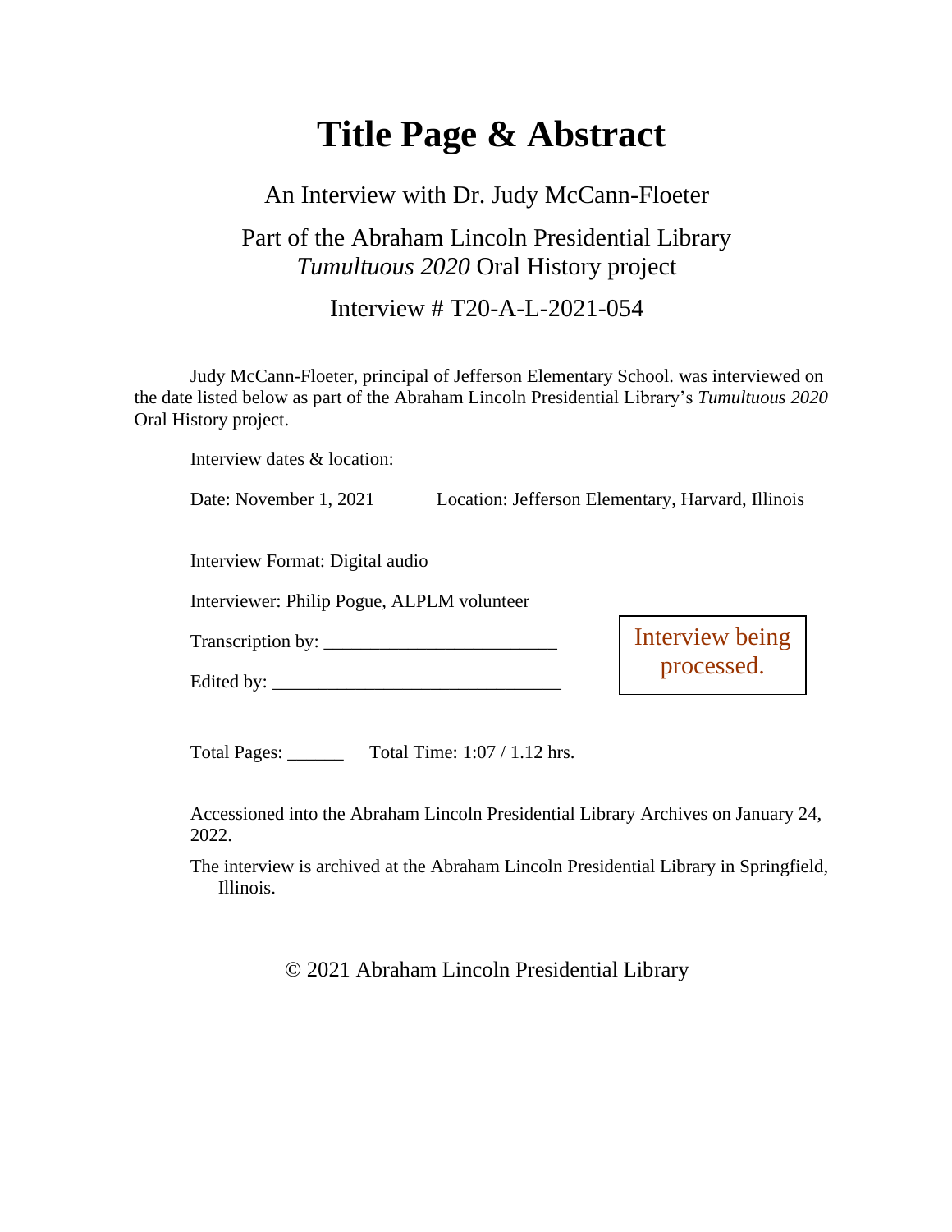# Title Page & Abstract

An Interview with Dr. Judy McCann-Floeter

Part of the Abraham Lincoln Presidential Library *Tumultuous 2020* Oral History project

Interview # T20-A-L-2021-054

Judy McCann-Floeter, principal of Jefferson Elementary School. was interviewed on the date listed below as part of the Abraham Lincoln Presidential Library's *Tumultuous 2020* Oral History project.

Interview dates & location:

Date: November 1, 2021 Location: Jefferson Elementary, Harvard, Illinois

Interview Format: Digital audio

Interviewer: Philip Pogue, ALPLM volunteer

Transcription by: ________________________

Edited by: ______________________________

Interview being processed.

Total Pages: ______ Total Time: 1:07 / 1.12 hrs.

Accessioned into the Abraham Lincoln Presidential Library Archives on January 24, 2022.

The interview is archived at the Abraham Lincoln Presidential Library in Springfield, Illinois.

© 2021 Abraham Lincoln Presidential Library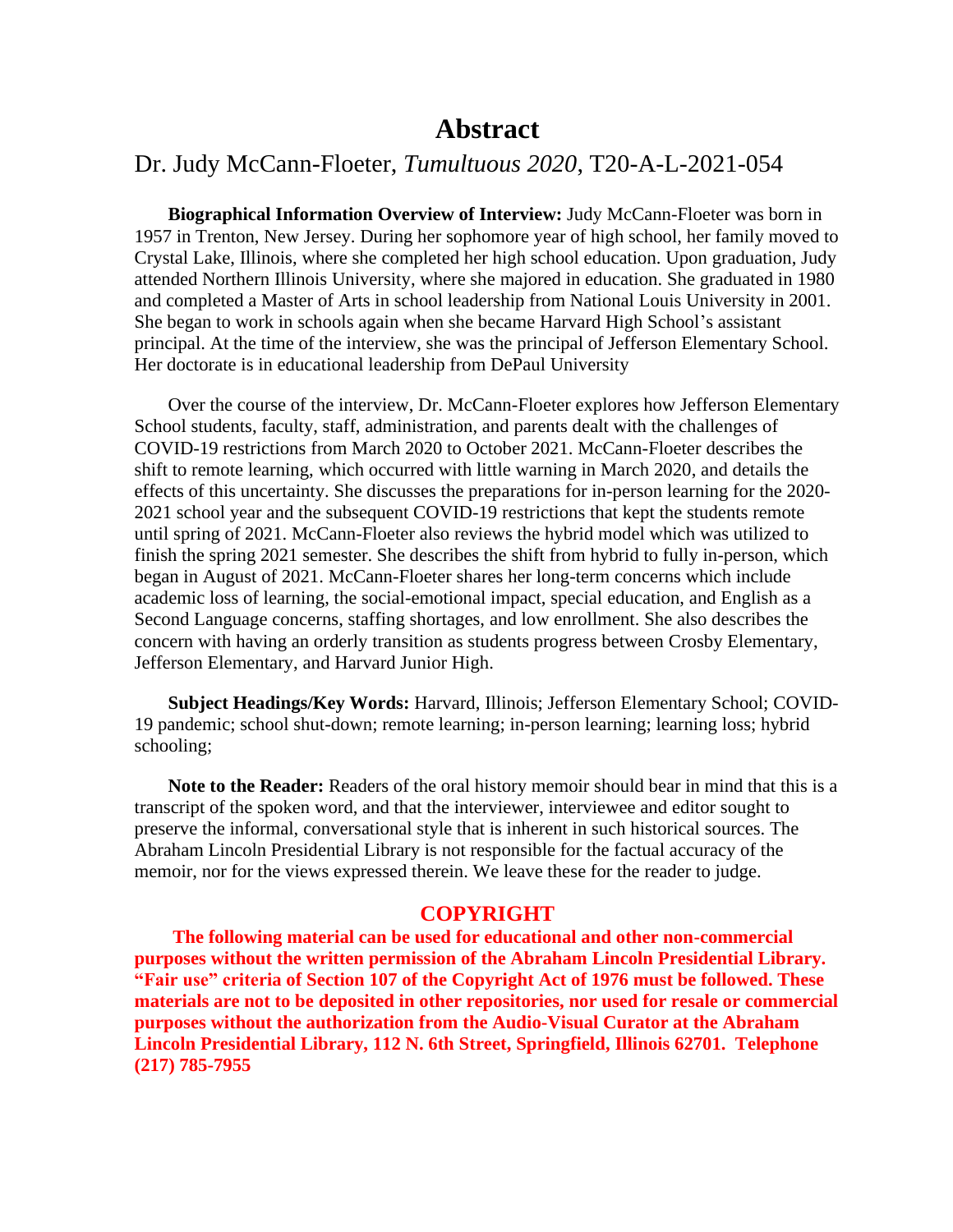# Abstract

Dr. Judy McCann-Floeter, *Tumultuous 2020*, T20-A-L-2021-054

**Biographical Information Overview of Interview:** Judy McCann-Floeter was born in 1957 in Trenton, New Jersey. During her sophomore year of high school, her family moved to Crystal Lake, Illinois, where she completed her high school education. Upon graduation, Judy attended Northern Illinois University, where she majored in education. She graduated in 1980 and completed a Master of Arts in school leadership from National Louis University in 2001. She began to work in schools again when she became Harvard High School's assistant principal. At the time of the interview, she was the principal of Jefferson Elementary School. Her doctorate is in educational leadership from DePaul University

Over the course of the interview, Dr. McCann-Floeter explores how Jefferson Elementary School students, faculty, staff, administration, and parents dealt with the challenges of COVID-19 restrictions from March 2020 to October 2021. McCann-Floeter describes the shift to remote learning, which occurred with little warning in March 2020, and details the effects of this uncertainty. She discusses the preparations for in-person learning for the 2020-2021 school year and the subsequent COVID-19 restrictions that kept the students remote until spring of 2021. McCann-Floeter also reviews the hybrid model which was utilized to finish the spring 2021 semester. She describes the shift from hybrid to fully in-person, which began in August of 2021. McCann-Floeter shares her long-term concerns which include academic loss of learning, the social-emotional impact, special education, and English as a Second Language concerns, staffing shortages, and low enrollment. She also describes the concern with having an orderly transition as students progress between Crosby Elementary, Jefferson Elementary, and Harvard Junior High.

**Subject Headings/Key Words:** Harvard, Illinois; Jefferson Elementary School; COVID-19 pandemic; school shut-down; remote learning; in-person learning; learning loss; hybrid schooling;

**Note to the Reader:** Readers of the oral history memoir should bear in mind that this is a transcript of the spoken word, and that the interviewer, interviewee and editor sought to preserve the informal, conversational style that is inherent in such historical sources. The Abraham Lincoln Presidential Library is not responsible for the factual accuracy of the memoir, nor for the views expressed therein. We leave these for the reader to judge.

## COPYRIGHT

**The following material can be used for educational and other non-commercial purposes without the written permission of the Abraham Lincoln Presidential Library. "Fair use" criteria of Section 107 of the Copyright Act of 1976 must be followed. These materials are not to be deposited in other repositories, nor used for resale or commercial purposes without the authorization from the Audio-Visual Curator at the Abraham Lincoln Presidential Library, 112 N. 6th Street, Springfield, Illinois 62701. Telephone (217) 785-7955**